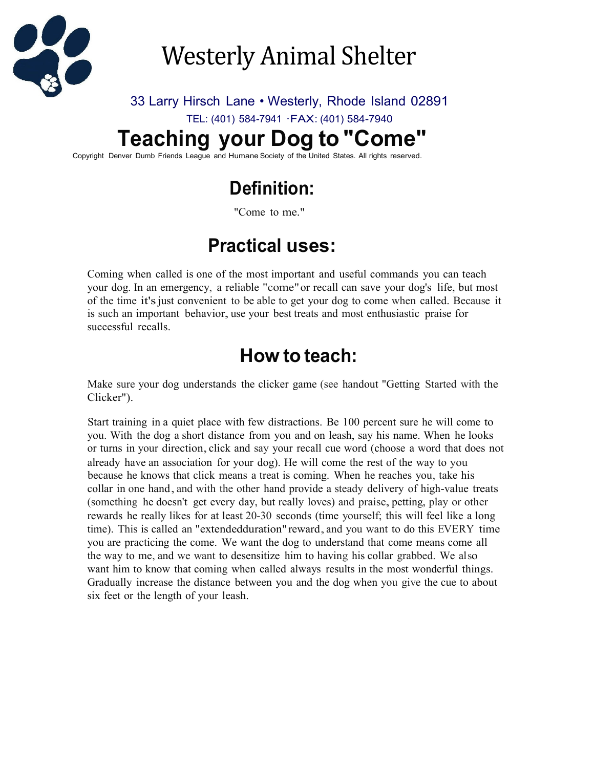# Westerly Animal Shelter

33 Larry Hirsch Lane • Westerly, Rhode Island 02891

TEL: (401) 584-7941 ·FAX: (401) 584-7940

# Teaching your Dog to "Come"

Copyright Denver Dumb Friends League and Humane Society of the United States. All rights reserved.

## Definition:

"Come to me."

## Practical uses:

Coming when called is one of the most important and useful commands you can teach your dog. In an emergency, a reliable "come" or recall can save your dog's life, but most of the time it's just convenient to be able to get your dog to come when called. Because it is such an important behavior, use your best treats and most enthusiastic praise for successful recalls.

## How to teach:

Make sure your dog understands the clicker game (see handout "Getting Started with the Clicker").

Start training in a quiet place with few distractions. Be 100 percent sure he will come to you. With the dog a short distance from you and on leash, say his name. When he looks or turns in your direction, click and say your recall cue word (choose a word that does not already have an association for your dog). He will come the rest of the way to you because he knows that click means a treat is coming. When he reaches you, take his collar in one hand, and with the other hand provide a steady delivery of high-value treats (something he doesn't get every day, but really loves) and praise, petting, play or other rewards he really likes for at least 20-30 seconds (time yourself; this will feel like a long time). This is called an "extendedduration" reward, and you want to do this EVERY time you are practicing the come. We want the dog to understand that come means come all the way to me, and we want to desensitize him to having his collar grabbed. We also want him to know that coming when called always results in the most wonderful things. Gradually increase the distance between you and the dog when you give the cue to about six feet or the length of your leash.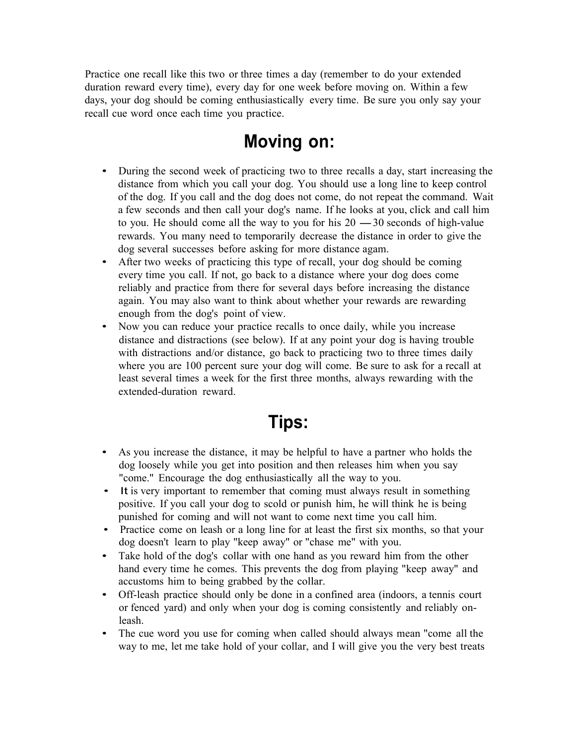Practice one recall like this two or three times a day (remember to do your extended duration reward every time), every day for one week before moving on. Within a few days, your dog should be coming enthusiastically every time. Be sure you only say your recall cue word once each time you practice.

## Moving on:

- During the second week of practicing two to three recalls a day, start increasing the distance from which you call your dog. You should use a long line to keep control of the dog. If you call and the dog does not come, do not repeat the command. Wait a few seconds and then call your dog's name. If he looks at you, click and call him to you. He should come all the way to you for his 20 — 30 seconds of high-value rewards. You many need to temporarily decrease the distance in order to give the dog several successes before asking for more distance agam.
- After two weeks of practicing this type of recall, your dog should be coming every time you call. If not, go back to a distance where your dog does come reliably and practice from there for several days before increasing the distance again. You may also want to think about whether your rewards are rewarding enough from the dog's point of view.
- Now you can reduce your practice recalls to once daily, while you increase distance and distractions (see below). If at any point your dog is having trouble with distractions and/or distance, go back to practicing two to three times daily where you are 100 percent sure your dog will come. Be sure to ask for a recall at least several times a week for the first three months, always rewarding with the extended-duration reward.

## Tips:

- As you increase the distance, it may be helpful to have a partner who holds the dog loosely while you get into position and then releases him when you say "come." Encourage the dog enthusiastically all the way to you.
- It is very important to remember that coming must always result in something positive. If you call your dog to scold or punish him, he will think he is being punished for coming and will not want to come next time you call him.
- Practice come on leash or a long line for at least the first six months, so that your dog doesn't learn to play "keep away" or "chase me" with you.
- Take hold of the dog's collar with one hand as you reward him from the other hand every time he comes. This prevents the dog from playing "keep away" and accustoms him to being grabbed by the collar.
- Off-leash practice should only be done in a confined area (indoors, a tennis court or fenced yard) and only when your dog is coming consistently and reliably on-leash.
- The cue word you use for coming when called should always mean "come all the way to me, let me take hold of your collar, and I will give you the very best treats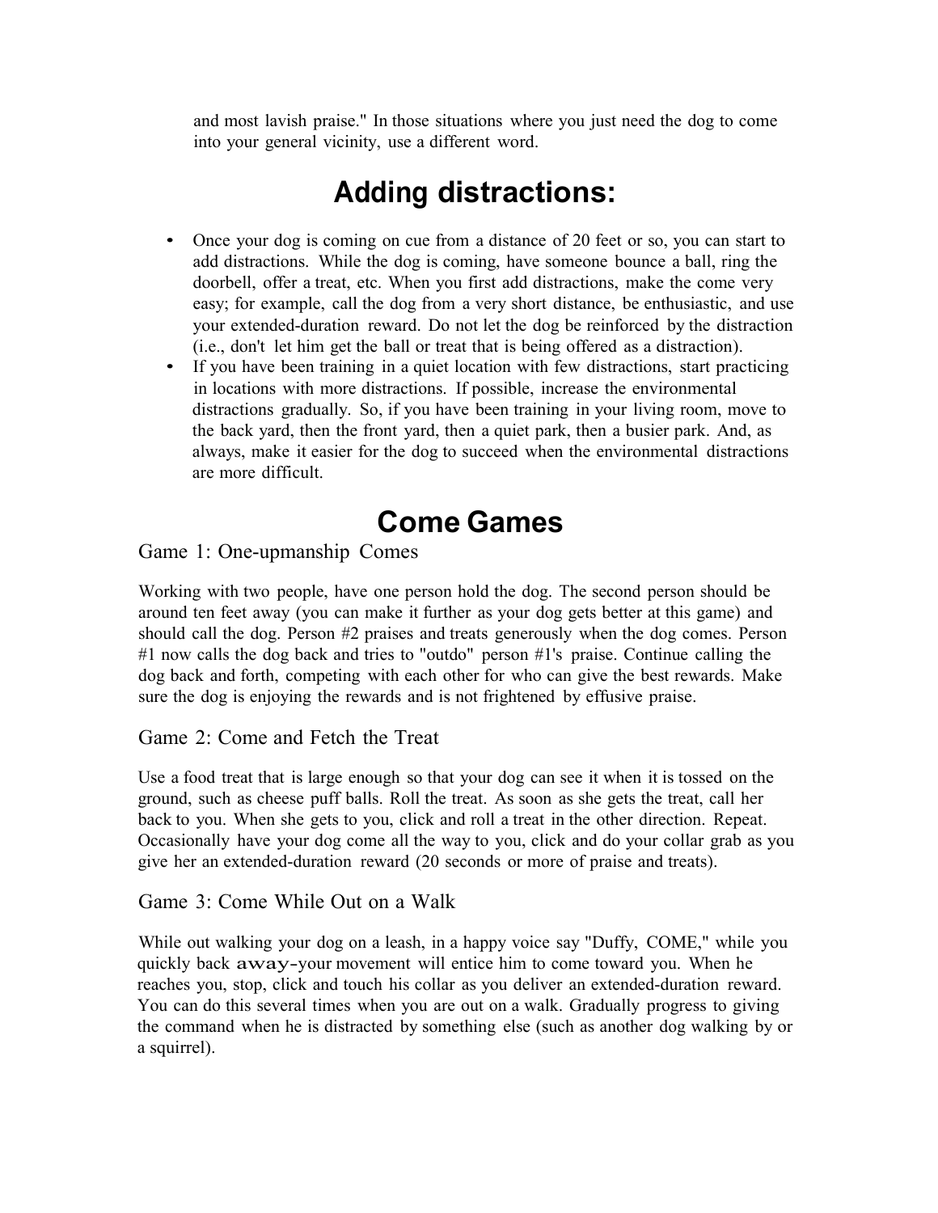and most lavish praise." In those situations where you just need the dog to come into your general vicinity, use a different word.

# Adding distractions:

- Once your dog is coming on cue from a distance of 20 feet or so, you can start to add distractions. While the dog is coming, have someone bounce a ball, ring the doorbell, offer a treat, etc. When you first add distractions, make the come very easy; for example, call the dog from a very short distance, be enthusiastic, and use your extended-duration reward. Do not let the dog be reinforced by the distraction (i.e., don't let him get the ball or treat that is being offered as a distraction).
- If you have been training in a quiet location with few distractions, start practicing in locations with more distractions. If possible, increase the environmental distractions gradually. So, if you have been training in your living room, move to the back yard, then the front yard, then a quiet park, then a busier park. And, as always, make it easier for the dog to succeed when the environmental distractions are more difficult.

# Come Games

## Game 1: One-upmanship Comes

Working with two people, have one person hold the dog. The second person should be around ten feet away (you can make it further as your dog gets better at this game) and should call the dog. Person #2 praises and treats generously when the dog comes. Person #1 now calls the dog back and tries to "outdo" person #1's praise. Continue calling the dog back and forth, competing with each other for who can give the best rewards. Make sure the dog is enjoying the rewards and is not frightened by effusive praise.

## Game 2: Come and Fetch the Treat

Use a food treat that is large enough so that your dog can see it when it is tossed on the ground, such as cheese puff balls. Roll the treat. As soon as she gets the treat, call her back to you. When she gets to you, click and roll a treat in the other direction. Repeat. Occasionally have your dog come all the way to you, click and do your collar grab as you give her an extended-duration reward (20 seconds or more of praise and treats).

## Game 3: Come While Out on a Walk

While out walking your dog on a leash, in a happy voice say "Duffy, COME," while you quickly back away-your movement will entice him to come toward you. When he reaches you, stop, click and touch his collar as you deliver an extended-duration reward. You can do this several times when you are out on a walk. Gradually progress to giving the command when he is distracted by something else (such as another dog walking by or a squirrel).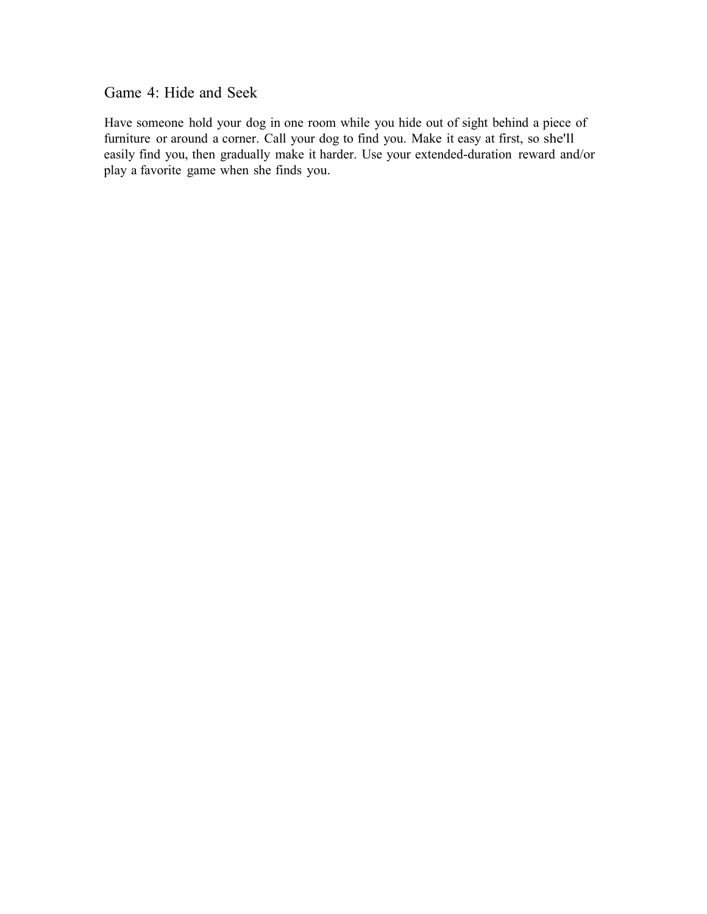## Game 4: Hide and Seek

Have someone hold your dog in one room while you hide out of sight behind a piece of furniture or around a corner. Call your dog to find you. Make it easy at first, so she'll easily find you, then gradually make it harder. Use your extended-duration reward and/or play a favorite game when she finds you.